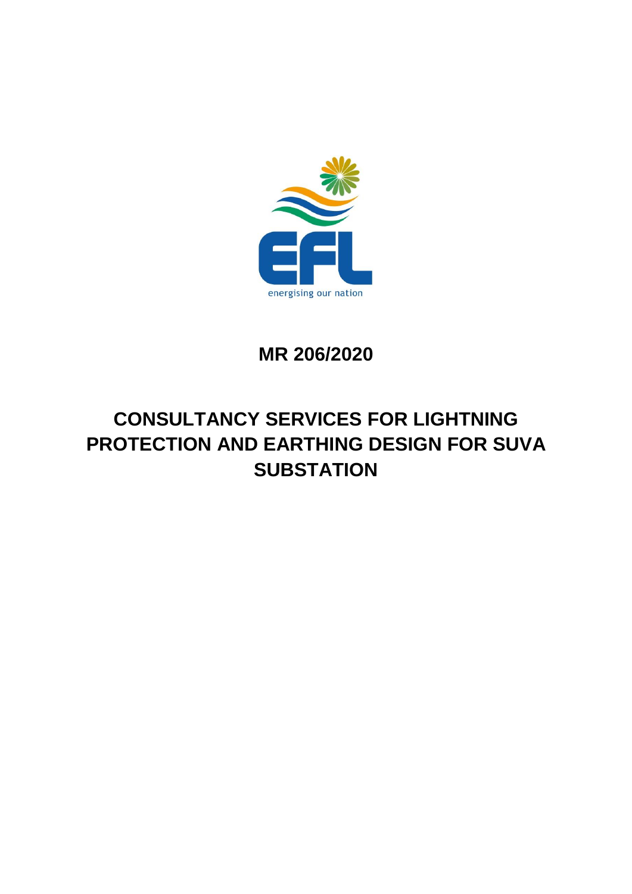EFL

energising our nation

# MR 206/2020

# CONSULTANCY SERVICES FOR LIGHTNING PROTECTION AND EARTHING DESIGN FOR SUVA SUBSTATION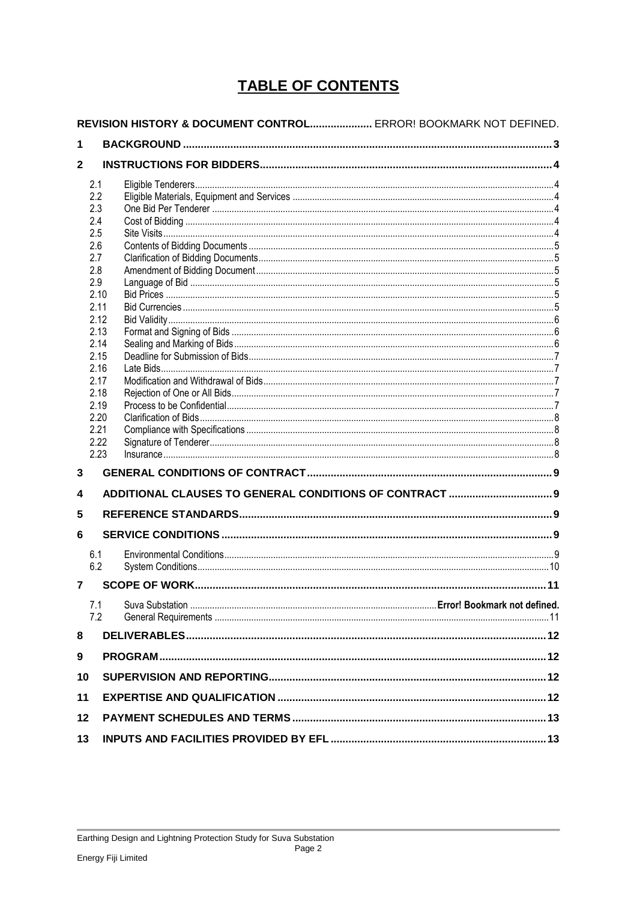# TABLE OF CONTENTS

**REVISION HISTORY & DOCUMENT CONTROL** ..................... ERROR! BOOKMARK NOT DEFINED.

**1 BACKGROUND** .................................................................... 3

**2 INSTRUCTIONS FOR BIDDERS** .................................................................... 4

- 2.1 Eligible Tenderers .................................................................... 4
- 2.2 Eligible Materials, Equipment and Services .................................................................... 4
- 2.3 One Bid Per Tenderer .................................................................... 4
- 2.4 Cost of Bidding .................................................................... 4
- 2.5 Site Visits .................................................................... 4
- 2.6 Contents of Bidding Documents .................................................................... 5
- 2.7 Clarification of Bidding Documents .................................................................... 5
- 2.8 Amendment of Bidding Document .................................................................... 5
- 2.9 Language of Bid .................................................................... 5
- 2.10 Bid Prices .................................................................... 5
- 2.11 Bid Currencies .................................................................... 5
- 2.12 Bid Validity .................................................................... 6
- 2.13 Format and Signing of Bids .................................................................... 6
- 2.14 Sealing and Marking of Bids .................................................................... 6
- 2.15 Deadline for Submission of Bids .................................................................... 7
- 2.16 Late Bids .................................................................... 7
- 2.17 Modification and Withdrawal of Bids .................................................................... 7
- 2.18 Rejection of One or All Bids .................................................................... 7
- 2.19 Process to be Confidential .................................................................... 7
- 2.20 Clarification of Bids .................................................................... 8
- 2.21 Compliance with Specifications .................................................................... 8
- 2.22 Signature of Tenderer .................................................................... 8
- 2.23 Insurance .................................................................... 8

**3 GENERAL CONDITIONS OF CONTRACT** .................................................................... 9

**4 ADDITIONAL CLAUSES TO GENERAL CONDITIONS OF CONTRACT** .................................................................... 9

**5 REFERENCE STANDARDS** .................................................................... 9

**6 SERVICE CONDITIONS** .................................................................... 9

- 6.1 Environmental Conditions .................................................................... 9
- 6.2 System Conditions .................................................................... 10

**7 SCOPE OF WORK** .................................................................... 11

- 7.1 Suva Substation .................................................................... **Error! Bookmark not defined.**
- 7.2 General Requirements .................................................................... 11

**8 DELIVERABLES** .................................................................... 12

**9 PROGRAM** .................................................................... 12

**10 SUPERVISION AND REPORTING** .................................................................... 12

**11 EXPERTISE AND QUALIFICATION** .................................................................... 12

**12 PAYMENT SCHEDULES AND TERMS** .................................................................... 13

**13 INPUTS AND FACILITIES PROVIDED BY EFL** .................................................................... 13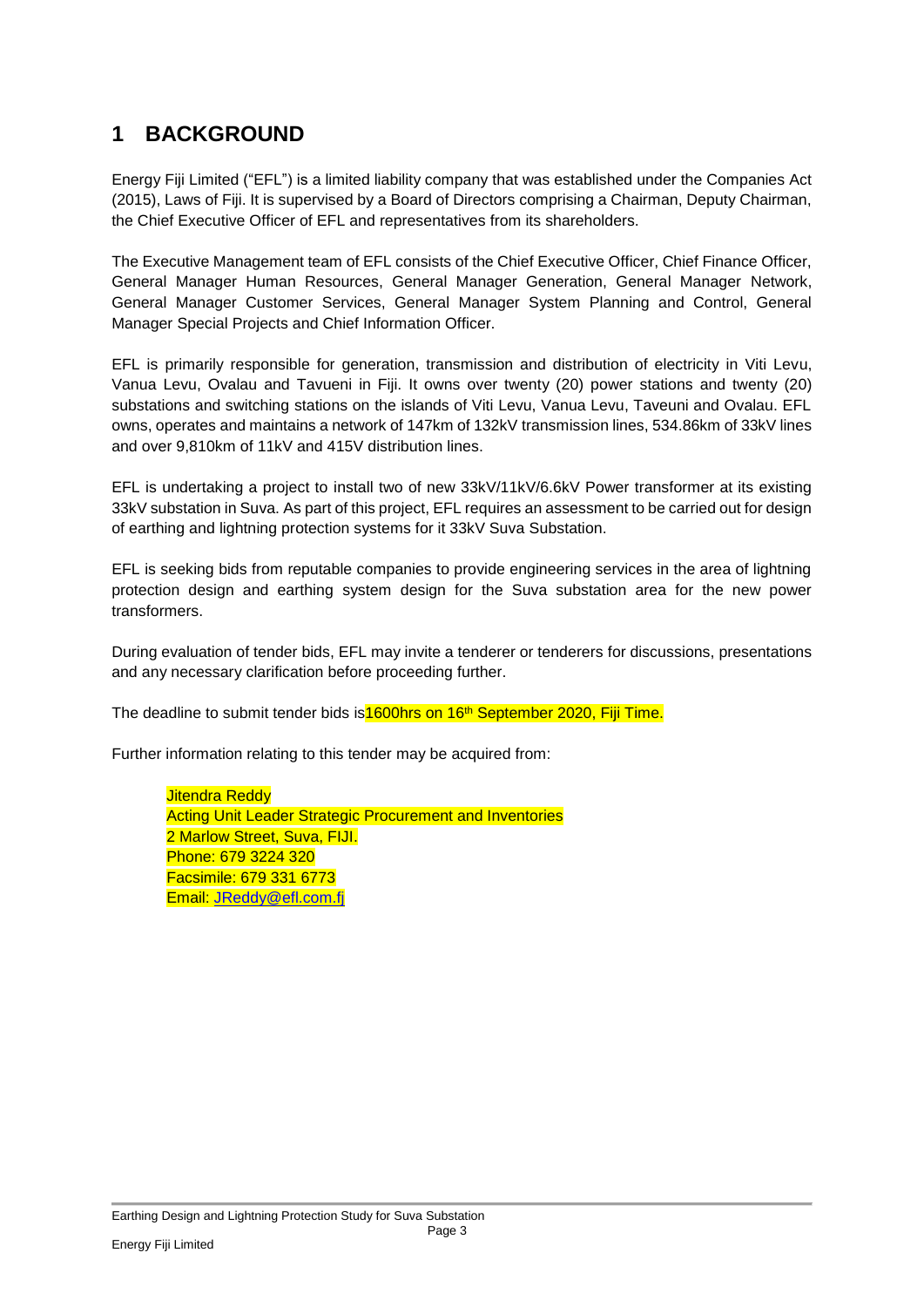# 1 BACKGROUND

Energy Fiji Limited ("EFL") is a limited liability company that was established under the Companies Act (2015), Laws of Fiji. It is supervised by a Board of Directors comprising a Chairman, Deputy Chairman, the Chief Executive Officer of EFL and representatives from its shareholders.

The Executive Management team of EFL consists of the Chief Executive Officer, Chief Finance Officer, General Manager Human Resources, General Manager Generation, General Manager Network, General Manager Customer Services, General Manager System Planning and Control, General Manager Special Projects and Chief Information Officer.

EFL is primarily responsible for generation, transmission and distribution of electricity in Viti Levu, Vanua Levu, Ovalau and Tavueni in Fiji. It owns over twenty (20) power stations and twenty (20) substations and switching stations on the islands of Viti Levu, Vanua Levu, Taveuni and Ovalau. EFL owns, operates and maintains a network of 147km of 132kV transmission lines, 534.86km of 33kV lines and over 9,810km of 11kV and 415V distribution lines.

EFL is undertaking a project to install two of new 33kV/11kV/6.6kV Power transformer at its existing 33kV substation in Suva. As part of this project, EFL requires an assessment to be carried out for design of earthing and lightning protection systems for it 33kV Suva Substation.

EFL is seeking bids from reputable companies to provide engineering services in the area of lightning protection design and earthing system design for the Suva substation area for the new power transformers.

During evaluation of tender bids, EFL may invite a tenderer or tenderers for discussions, presentations and any necessary clarification before proceeding further.

The deadline to submit tender bids is 1600hrs on 16th September 2020, Fiji Time.

Further information relating to this tender may be acquired from:

Jitendra Reddy
Acting Unit Leader Strategic Procurement and Inventories
2 Marlow Street, Suva, FIJI.
Phone: 679 3224 320
Facsimile: 679 331 6773
Email: JReddy@efl.com.fj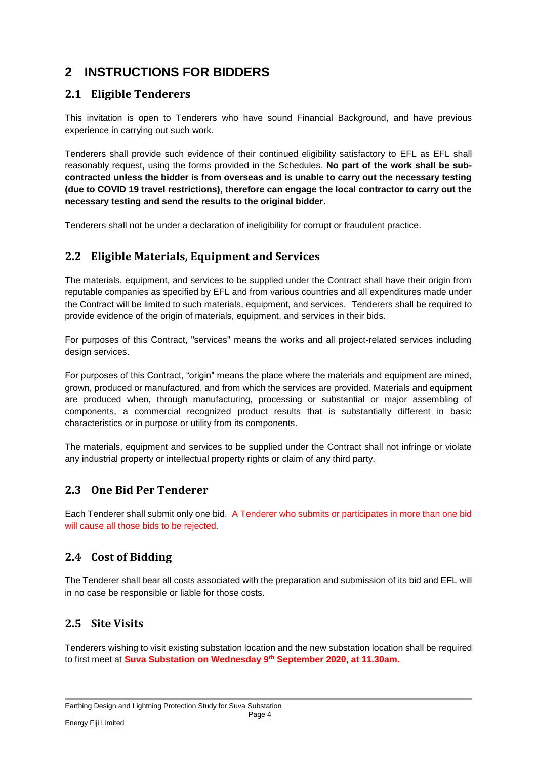# 2 INSTRUCTIONS FOR BIDDERS

## 2.1 Eligible Tenderers

This invitation is open to Tenderers who have sound Financial Background, and have previous experience in carrying out such work.

Tenderers shall provide such evidence of their continued eligibility satisfactory to EFL as EFL shall reasonably request, using the forms provided in the Schedules. **No part of the work shall be sub-contracted unless the bidder is from overseas and is unable to carry out the necessary testing (due to COVID 19 travel restrictions), therefore can engage the local contractor to carry out the necessary testing and send the results to the original bidder.**

Tenderers shall not be under a declaration of ineligibility for corrupt or fraudulent practice.

## 2.2 Eligible Materials, Equipment and Services

The materials, equipment, and services to be supplied under the Contract shall have their origin from reputable companies as specified by EFL and from various countries and all expenditures made under the Contract will be limited to such materials, equipment, and services. Tenderers shall be required to provide evidence of the origin of materials, equipment, and services in their bids.

For purposes of this Contract, "services" means the works and all project-related services including design services.

For purposes of this Contract, "origin" means the place where the materials and equipment are mined, grown, produced or manufactured, and from which the services are provided. Materials and equipment are produced when, through manufacturing, processing or substantial or major assembling of components, a commercial recognized product results that is substantially different in basic characteristics or in purpose or utility from its components.

The materials, equipment and services to be supplied under the Contract shall not infringe or violate any industrial property or intellectual property rights or claim of any third party.

## 2.3 One Bid Per Tenderer

Each Tenderer shall submit only one bid. A Tenderer who submits or participates in more than one bid will cause all those bids to be rejected.

## 2.4 Cost of Bidding

The Tenderer shall bear all costs associated with the preparation and submission of its bid and EFL will in no case be responsible or liable for those costs.

## 2.5 Site Visits

Tenderers wishing to visit existing substation location and the new substation location shall be required to first meet at **Suva Substation on Wednesday 9th September 2020, at 11.30am.**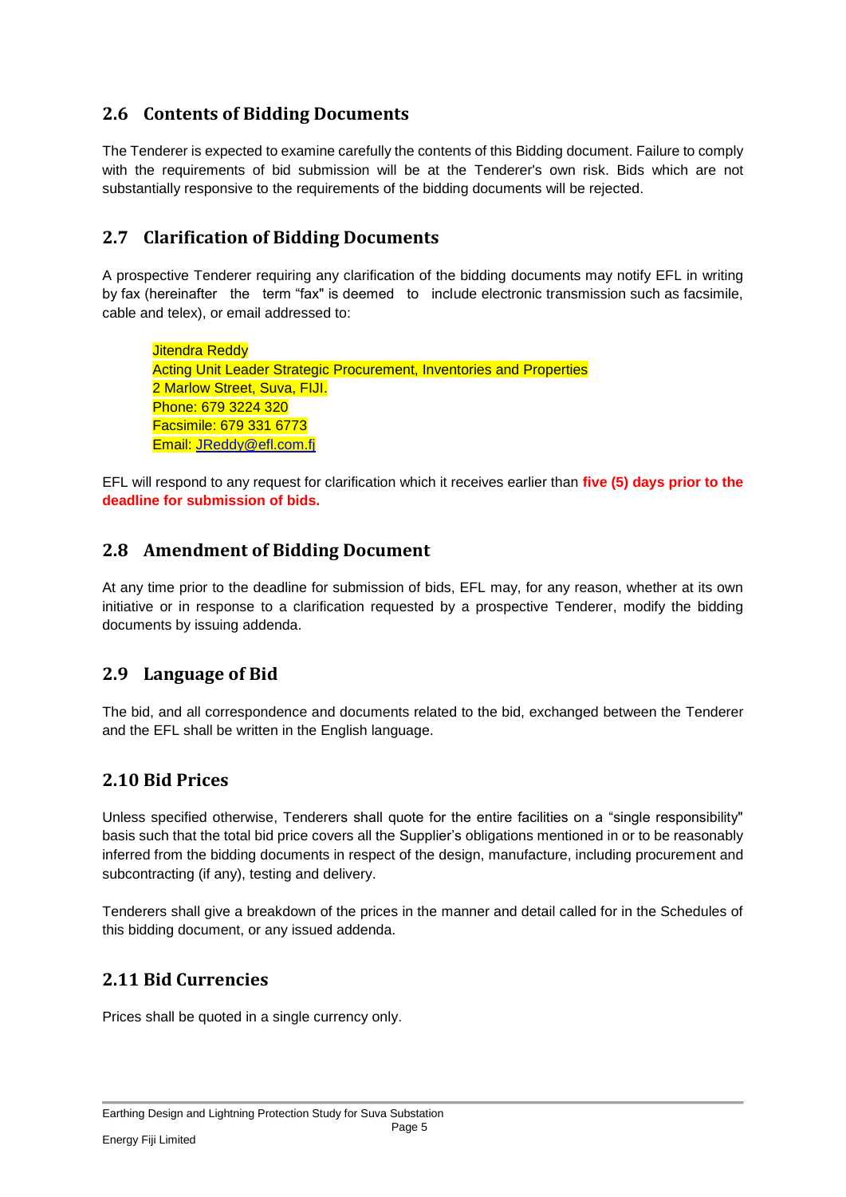## 2.6 Contents of Bidding Documents

The Tenderer is expected to examine carefully the contents of this Bidding document. Failure to comply with the requirements of bid submission will be at the Tenderer's own risk. Bids which are not substantially responsive to the requirements of the bidding documents will be rejected.

## 2.7 Clarification of Bidding Documents

A prospective Tenderer requiring any clarification of the bidding documents may notify EFL in writing by fax (hereinafter the term "fax" is deemed to include electronic transmission such as facsimile, cable and telex), or email addressed to:

> Jitendra Reddy
> Acting Unit Leader Strategic Procurement, Inventories and Properties
> 2 Marlow Street, Suva, FIJI.
> Phone: 679 3224 320
> Facsimile: 679 331 6773
> Email: JReddy@efl.com.fj

EFL will respond to any request for clarification which it receives earlier than **five (5) days prior to the deadline for submission of bids.**

## 2.8 Amendment of Bidding Document

At any time prior to the deadline for submission of bids, EFL may, for any reason, whether at its own initiative or in response to a clarification requested by a prospective Tenderer, modify the bidding documents by issuing addenda.

## 2.9 Language of Bid

The bid, and all correspondence and documents related to the bid, exchanged between the Tenderer and the EFL shall be written in the English language.

## 2.10 Bid Prices

Unless specified otherwise, Tenderers shall quote for the entire facilities on a "single responsibility" basis such that the total bid price covers all the Supplier's obligations mentioned in or to be reasonably inferred from the bidding documents in respect of the design, manufacture, including procurement and subcontracting (if any), testing and delivery.

Tenderers shall give a breakdown of the prices in the manner and detail called for in the Schedules of this bidding document, or any issued addenda.

## 2.11 Bid Currencies

Prices shall be quoted in a single currency only.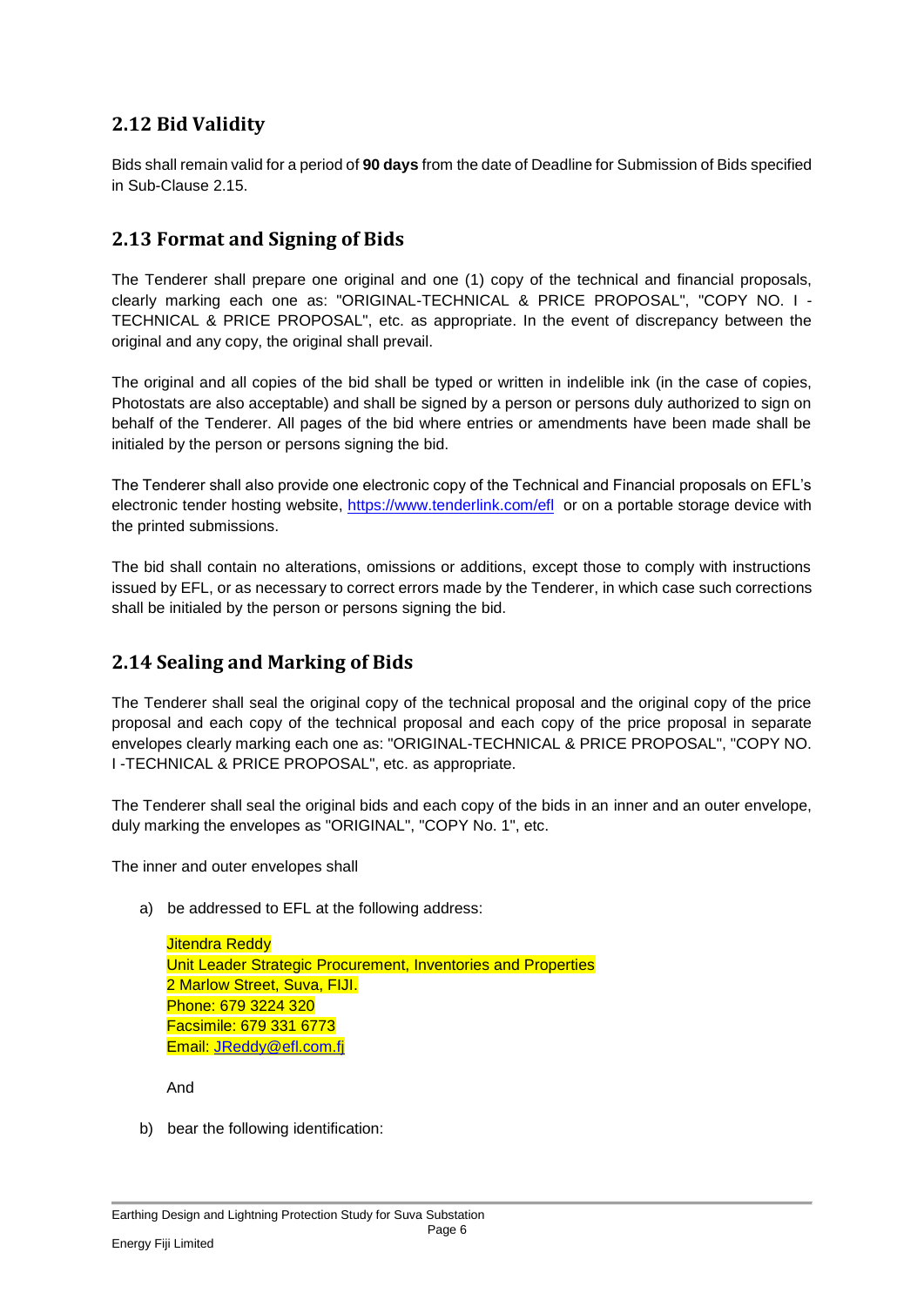## 2.12 Bid Validity

Bids shall remain valid for a period of **90 days** from the date of Deadline for Submission of Bids specified in Sub-Clause 2.15.

## 2.13 Format and Signing of Bids

The Tenderer shall prepare one original and one (1) copy of the technical and financial proposals, clearly marking each one as: "ORIGINAL-TECHNICAL & PRICE PROPOSAL", "COPY NO. I - TECHNICAL & PRICE PROPOSAL", etc. as appropriate. In the event of discrepancy between the original and any copy, the original shall prevail.

The original and all copies of the bid shall be typed or written in indelible ink (in the case of copies, Photostats are also acceptable) and shall be signed by a person or persons duly authorized to sign on behalf of the Tenderer. All pages of the bid where entries or amendments have been made shall be initialed by the person or persons signing the bid.

The Tenderer shall also provide one electronic copy of the Technical and Financial proposals on EFL's electronic tender hosting website, https://www.tenderlink.com/efl or on a portable storage device with the printed submissions.

The bid shall contain no alterations, omissions or additions, except those to comply with instructions issued by EFL, or as necessary to correct errors made by the Tenderer, in which case such corrections shall be initialed by the person or persons signing the bid.

## 2.14 Sealing and Marking of Bids

The Tenderer shall seal the original copy of the technical proposal and the original copy of the price proposal and each copy of the technical proposal and each copy of the price proposal in separate envelopes clearly marking each one as: "ORIGINAL-TECHNICAL & PRICE PROPOSAL", "COPY NO. I -TECHNICAL & PRICE PROPOSAL", etc. as appropriate.

The Tenderer shall seal the original bids and each copy of the bids in an inner and an outer envelope, duly marking the envelopes as "ORIGINAL", "COPY No. 1", etc.

The inner and outer envelopes shall

a) be addressed to EFL at the following address:

   Jitendra Reddy
   Unit Leader Strategic Procurement, Inventories and Properties
   2 Marlow Street, Suva, FIJI.
   Phone: 679 3224 320
   Facsimile: 679 331 6773
   Email: JReddy@efl.com.fj

   And

b) bear the following identification: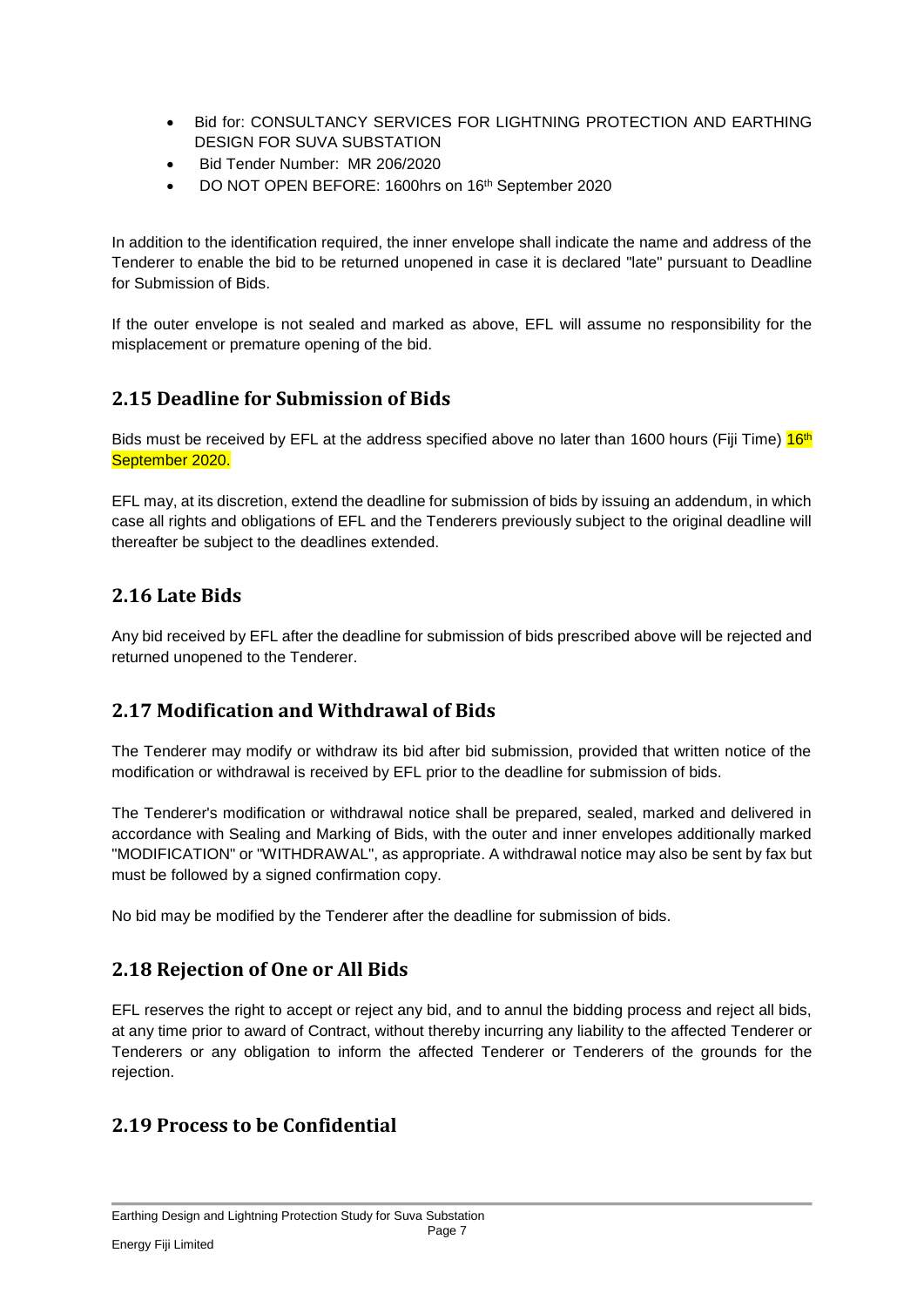- Bid for: CONSULTANCY SERVICES FOR LIGHTNING PROTECTION AND EARTHING DESIGN FOR SUVA SUBSTATION
- Bid Tender Number: MR 206/2020
- DO NOT OPEN BEFORE: 1600hrs on 16th September 2020

In addition to the identification required, the inner envelope shall indicate the name and address of the Tenderer to enable the bid to be returned unopened in case it is declared "late" pursuant to Deadline for Submission of Bids.

If the outer envelope is not sealed and marked as above, EFL will assume no responsibility for the misplacement or premature opening of the bid.

## 2.15 Deadline for Submission of Bids

Bids must be received by EFL at the address specified above no later than 1600 hours (Fiji Time) 16th September 2020.

EFL may, at its discretion, extend the deadline for submission of bids by issuing an addendum, in which case all rights and obligations of EFL and the Tenderers previously subject to the original deadline will thereafter be subject to the deadlines extended.

## 2.16 Late Bids

Any bid received by EFL after the deadline for submission of bids prescribed above will be rejected and returned unopened to the Tenderer.

## 2.17 Modification and Withdrawal of Bids

The Tenderer may modify or withdraw its bid after bid submission, provided that written notice of the modification or withdrawal is received by EFL prior to the deadline for submission of bids.

The Tenderer's modification or withdrawal notice shall be prepared, sealed, marked and delivered in accordance with Sealing and Marking of Bids, with the outer and inner envelopes additionally marked "MODIFICATION" or "WITHDRAWAL", as appropriate. A withdrawal notice may also be sent by fax but must be followed by a signed confirmation copy.

No bid may be modified by the Tenderer after the deadline for submission of bids.

## 2.18 Rejection of One or All Bids

EFL reserves the right to accept or reject any bid, and to annul the bidding process and reject all bids, at any time prior to award of Contract, without thereby incurring any liability to the affected Tenderer or Tenderers or any obligation to inform the affected Tenderer or Tenderers of the grounds for the rejection.

## 2.19 Process to be Confidential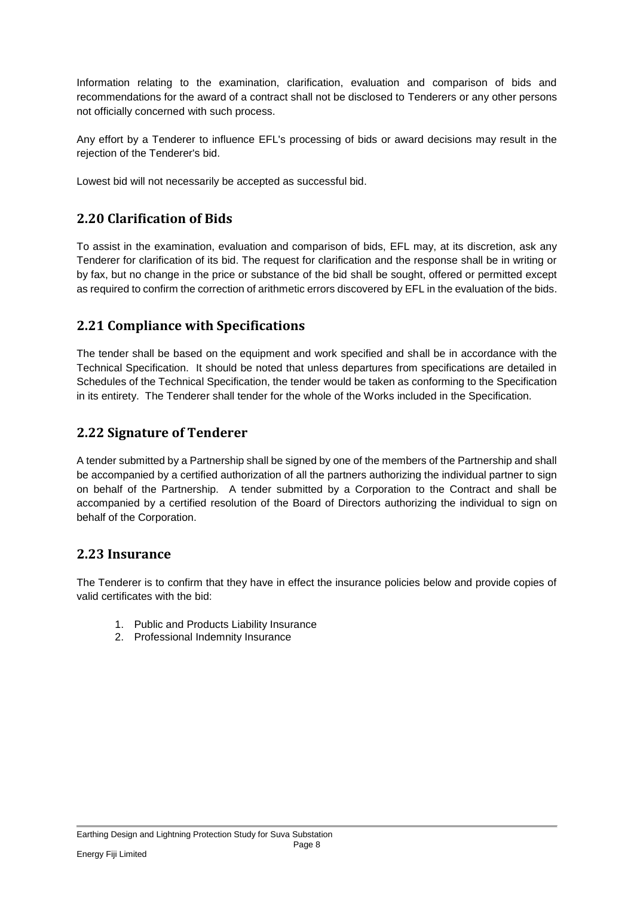Information relating to the examination, clarification, evaluation and comparison of bids and recommendations for the award of a contract shall not be disclosed to Tenderers or any other persons not officially concerned with such process.

Any effort by a Tenderer to influence EFL's processing of bids or award decisions may result in the rejection of the Tenderer's bid.

Lowest bid will not necessarily be accepted as successful bid.

## 2.20 Clarification of Bids

To assist in the examination, evaluation and comparison of bids, EFL may, at its discretion, ask any Tenderer for clarification of its bid. The request for clarification and the response shall be in writing or by fax, but no change in the price or substance of the bid shall be sought, offered or permitted except as required to confirm the correction of arithmetic errors discovered by EFL in the evaluation of the bids.

## 2.21 Compliance with Specifications

The tender shall be based on the equipment and work specified and shall be in accordance with the Technical Specification. It should be noted that unless departures from specifications are detailed in Schedules of the Technical Specification, the tender would be taken as conforming to the Specification in its entirety. The Tenderer shall tender for the whole of the Works included in the Specification.

## 2.22 Signature of Tenderer

A tender submitted by a Partnership shall be signed by one of the members of the Partnership and shall be accompanied by a certified authorization of all the partners authorizing the individual partner to sign on behalf of the Partnership. A tender submitted by a Corporation to the Contract and shall be accompanied by a certified resolution of the Board of Directors authorizing the individual to sign on behalf of the Corporation.

## 2.23 Insurance

The Tenderer is to confirm that they have in effect the insurance policies below and provide copies of valid certificates with the bid:

1. Public and Products Liability Insurance
2. Professional Indemnity Insurance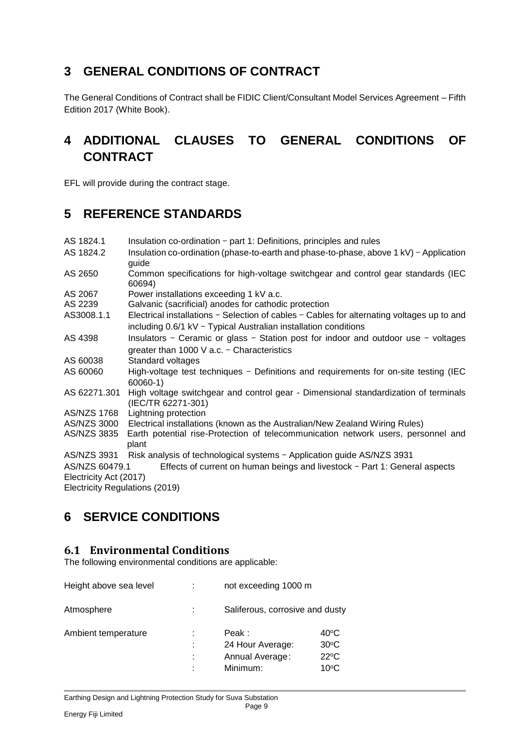# 3 GENERAL CONDITIONS OF CONTRACT

The General Conditions of Contract shall be FIDIC Client/Consultant Model Services Agreement – Fifth Edition 2017 (White Book).

# 4 ADDITIONAL CLAUSES TO GENERAL CONDITIONS OF CONTRACT

EFL will provide during the contract stage.

# 5 REFERENCE STANDARDS

| | |
|---|---|
| AS 1824.1 | Insulation co-ordination − part 1: Definitions, principles and rules |
| AS 1824.2 | Insulation co-ordination (phase-to-earth and phase-to-phase, above 1 kV) − Application guide |
| AS 2650 | Common specifications for high-voltage switchgear and control gear standards (IEC 60694) |
| AS 2067 | Power installations exceeding 1 kV a.c. |
| AS 2239 | Galvanic (sacrificial) anodes for cathodic protection |
| AS3008.1.1 | Electrical installations − Selection of cables − Cables for alternating voltages up to and including 0.6/1 kV − Typical Australian installation conditions |
| AS 4398 | Insulators − Ceramic or glass − Station post for indoor and outdoor use − voltages greater than 1000 V a.c. − Characteristics |
| AS 60038 | Standard voltages |
| AS 60060 | High-voltage test techniques − Definitions and requirements for on-site testing (IEC 60060-1) |
| AS 62271.301 | High voltage switchgear and control gear - Dimensional standardization of terminals (IEC/TR 62271-301) |
| AS/NZS 1768 | Lightning protection |
| AS/NZS 3000 | Electrical installations (known as the Australian/New Zealand Wiring Rules) |
| AS/NZS 3835 | Earth potential rise-Protection of telecommunication network users, personnel and plant |
| AS/NZS 3931 | Risk analysis of technological systems − Application guide AS/NZS 3931 |
| AS/NZS 60479.1 | Effects of current on human beings and livestock − Part 1: General aspects |

Electricity Act (2017)

Electricity Regulations (2019)

# 6 SERVICE CONDITIONS

## 6.1 Environmental Conditions

The following environmental conditions are applicable:

| | | | |
|---|---|---|---|
| Height above sea level | : | not exceeding 1000 m | |
| Atmosphere | : | Saliferous, corrosive and dusty | |
| Ambient temperature | : | Peak : | 40°C |
| | : | 24 Hour Average: | 30°C |
| | : | Annual Average: | 22°C |
| | : | Minimum: | 10°C |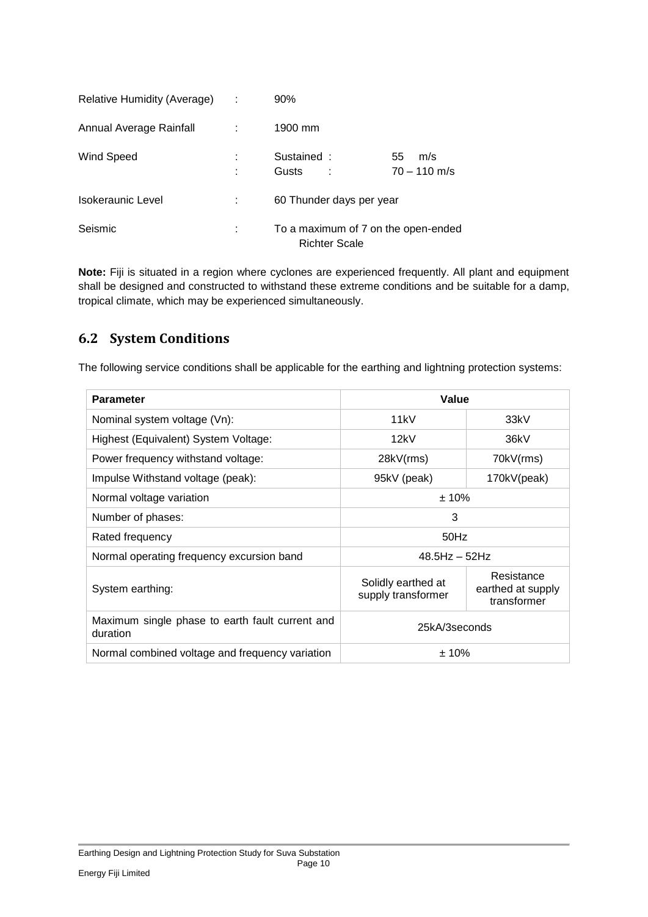| | | | |
|---|---|---|---|
| Relative Humidity (Average) | : | 90% | |
| Annual Average Rainfall | : | 1900 mm | |
| Wind Speed | : | Sustained : | 55 m/s |
| | : | Gusts : | 70 – 110 m/s |
| Isokeraunic Level | : | 60 Thunder days per year | |
| Seismic | : | To a maximum of 7 on the open-ended Richter Scale | |

**Note:** Fiji is situated in a region where cyclones are experienced frequently. All plant and equipment shall be designed and constructed to withstand these extreme conditions and be suitable for a damp, tropical climate, which may be experienced simultaneously.

## 6.2 System Conditions

The following service conditions shall be applicable for the earthing and lightning protection systems:

| Parameter | Value | |
|---|---|---|
| Nominal system voltage (Vn): | 11kV | 33kV |
| Highest (Equivalent) System Voltage: | 12kV | 36kV |
| Power frequency withstand voltage: | 28kV(rms) | 70kV(rms) |
| Impulse Withstand voltage (peak): | 95kV (peak) | 170kV(peak) |
| Normal voltage variation | ± 10% | |
| Number of phases: | 3 | |
| Rated frequency | 50Hz | |
| Normal operating frequency excursion band | 48.5Hz – 52Hz | |
| System earthing: | Solidly earthed at supply transformer | Resistance earthed at supply transformer |
| Maximum single phase to earth fault current and duration | 25kA/3seconds | |
| Normal combined voltage and frequency variation | ± 10% | |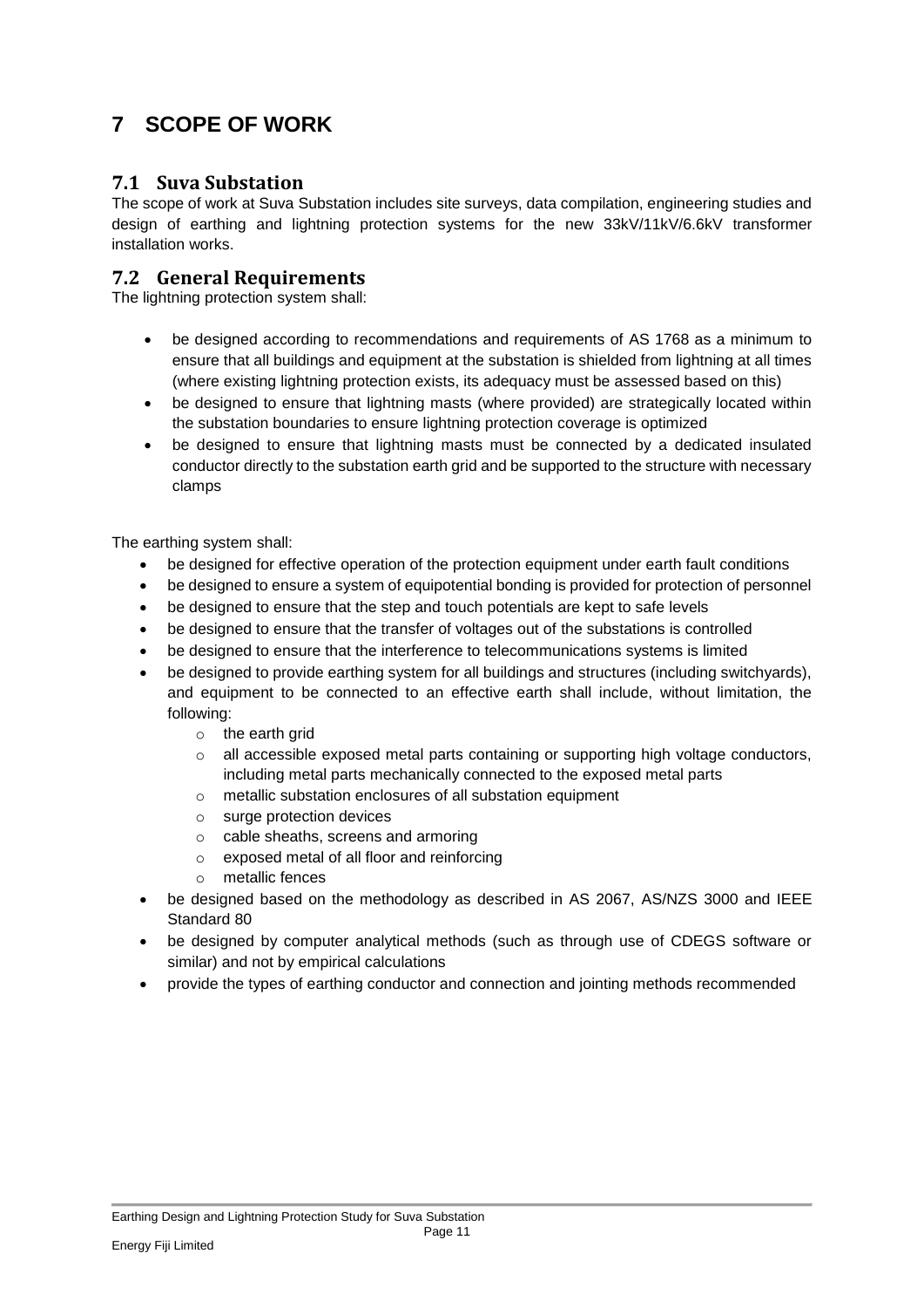# 7 SCOPE OF WORK

## 7.1 Suva Substation

The scope of work at Suva Substation includes site surveys, data compilation, engineering studies and design of earthing and lightning protection systems for the new 33kV/11kV/6.6kV transformer installation works.

## 7.2 General Requirements

The lightning protection system shall:

- be designed according to recommendations and requirements of AS 1768 as a minimum to ensure that all buildings and equipment at the substation is shielded from lightning at all times (where existing lightning protection exists, its adequacy must be assessed based on this)
- be designed to ensure that lightning masts (where provided) are strategically located within the substation boundaries to ensure lightning protection coverage is optimized
- be designed to ensure that lightning masts must be connected by a dedicated insulated conductor directly to the substation earth grid and be supported to the structure with necessary clamps

The earthing system shall:

- be designed for effective operation of the protection equipment under earth fault conditions
- be designed to ensure a system of equipotential bonding is provided for protection of personnel
- be designed to ensure that the step and touch potentials are kept to safe levels
- be designed to ensure that the transfer of voltages out of the substations is controlled
- be designed to ensure that the interference to telecommunications systems is limited
- be designed to provide earthing system for all buildings and structures (including switchyards), and equipment to be connected to an effective earth shall include, without limitation, the following:
  - the earth grid
  - all accessible exposed metal parts containing or supporting high voltage conductors, including metal parts mechanically connected to the exposed metal parts
  - metallic substation enclosures of all substation equipment
  - surge protection devices
  - cable sheaths, screens and armoring
  - exposed metal of all floor and reinforcing
  - metallic fences
- be designed based on the methodology as described in AS 2067, AS/NZS 3000 and IEEE Standard 80
- be designed by computer analytical methods (such as through use of CDEGS software or similar) and not by empirical calculations
- provide the types of earthing conductor and connection and jointing methods recommended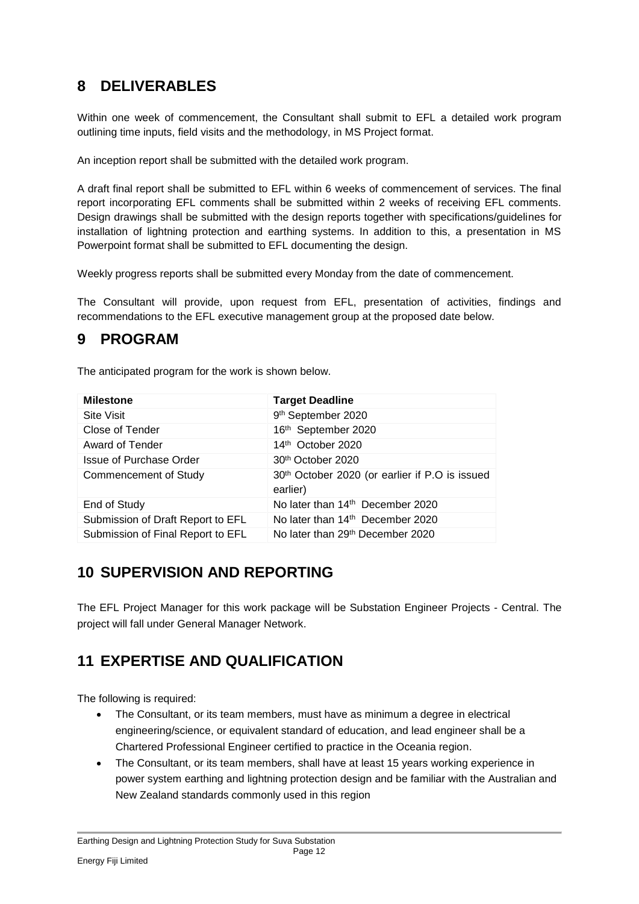# 8 DELIVERABLES

Within one week of commencement, the Consultant shall submit to EFL a detailed work program outlining time inputs, field visits and the methodology, in MS Project format.

An inception report shall be submitted with the detailed work program.

A draft final report shall be submitted to EFL within 6 weeks of commencement of services. The final report incorporating EFL comments shall be submitted within 2 weeks of receiving EFL comments. Design drawings shall be submitted with the design reports together with specifications/guidelines for installation of lightning protection and earthing systems. In addition to this, a presentation in MS Powerpoint format shall be submitted to EFL documenting the design.

Weekly progress reports shall be submitted every Monday from the date of commencement.

The Consultant will provide, upon request from EFL, presentation of activities, findings and recommendations to the EFL executive management group at the proposed date below.

# 9 PROGRAM

The anticipated program for the work is shown below.

| Milestone | Target Deadline |
|---|---|
| Site Visit | 9th September 2020 |
| Close of Tender | 16th September 2020 |
| Award of Tender | 14th October 2020 |
| Issue of Purchase Order | 30th October 2020 |
| Commencement of Study | 30th October 2020 (or earlier if P.O is issued earlier) |
| End of Study | No later than 14th December 2020 |
| Submission of Draft Report to EFL | No later than 14th December 2020 |
| Submission of Final Report to EFL | No later than 29th December 2020 |

# 10 SUPERVISION AND REPORTING

The EFL Project Manager for this work package will be Substation Engineer Projects - Central. The project will fall under General Manager Network.

# 11 EXPERTISE AND QUALIFICATION

The following is required:

- The Consultant, or its team members, must have as minimum a degree in electrical engineering/science, or equivalent standard of education, and lead engineer shall be a Chartered Professional Engineer certified to practice in the Oceania region.
- The Consultant, or its team members, shall have at least 15 years working experience in power system earthing and lightning protection design and be familiar with the Australian and New Zealand standards commonly used in this region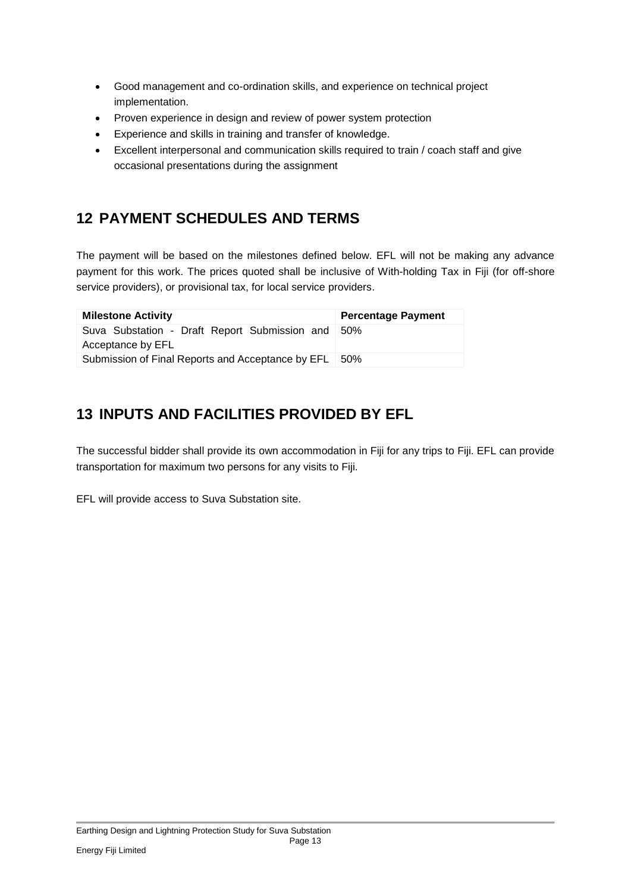- Good management and co-ordination skills, and experience on technical project implementation.
- Proven experience in design and review of power system protection
- Experience and skills in training and transfer of knowledge.
- Excellent interpersonal and communication skills required to train / coach staff and give occasional presentations during the assignment

# 12 PAYMENT SCHEDULES AND TERMS

The payment will be based on the milestones defined below. EFL will not be making any advance payment for this work. The prices quoted shall be inclusive of With-holding Tax in Fiji (for off-shore service providers), or provisional tax, for local service providers.

| Milestone Activity | Percentage Payment |
|---|---|
| Suva Substation - Draft Report Submission and Acceptance by EFL | 50% |
| Submission of Final Reports and Acceptance by EFL | 50% |

# 13 INPUTS AND FACILITIES PROVIDED BY EFL

The successful bidder shall provide its own accommodation in Fiji for any trips to Fiji. EFL can provide transportation for maximum two persons for any visits to Fiji.

EFL will provide access to Suva Substation site.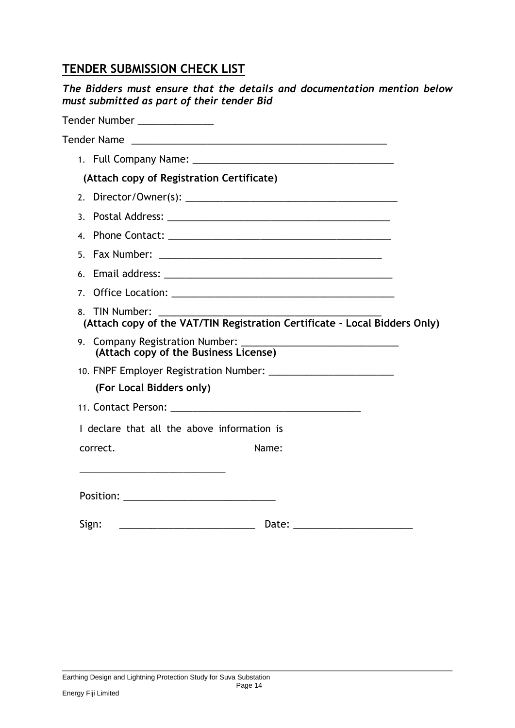## TENDER SUBMISSION CHECK LIST

***The Bidders must ensure that the details and documentation mention below must submitted as part of their tender Bid***

Tender Number ______________

Tender Name _________________________________________________

1. Full Company Name: ______________________________________

   **(Attach copy of Registration Certificate)**

2. Director/Owner(s): ________________________________________
3. Postal Address: __________________________________________
4. Phone Contact: ___________________________________________
5. Fax Number: _____________________________________________
6. Email address: ___________________________________________
7. Office Location: __________________________________________
8. TIN Number: _____________________________________________

   **(Attach copy of the VAT/TIN Registration Certificate - Local Bidders Only)**

9. Company Registration Number: ____________________________

   **(Attach copy of the Business License)**

10. FNPF Employer Registration Number: _______________________

    **(For Local Bidders only)**

11. Contact Person: ___________________________________

I declare that all the above information is correct.

Name: ____________________________

Position: ____________________________

Sign: _________________________ Date: ______________________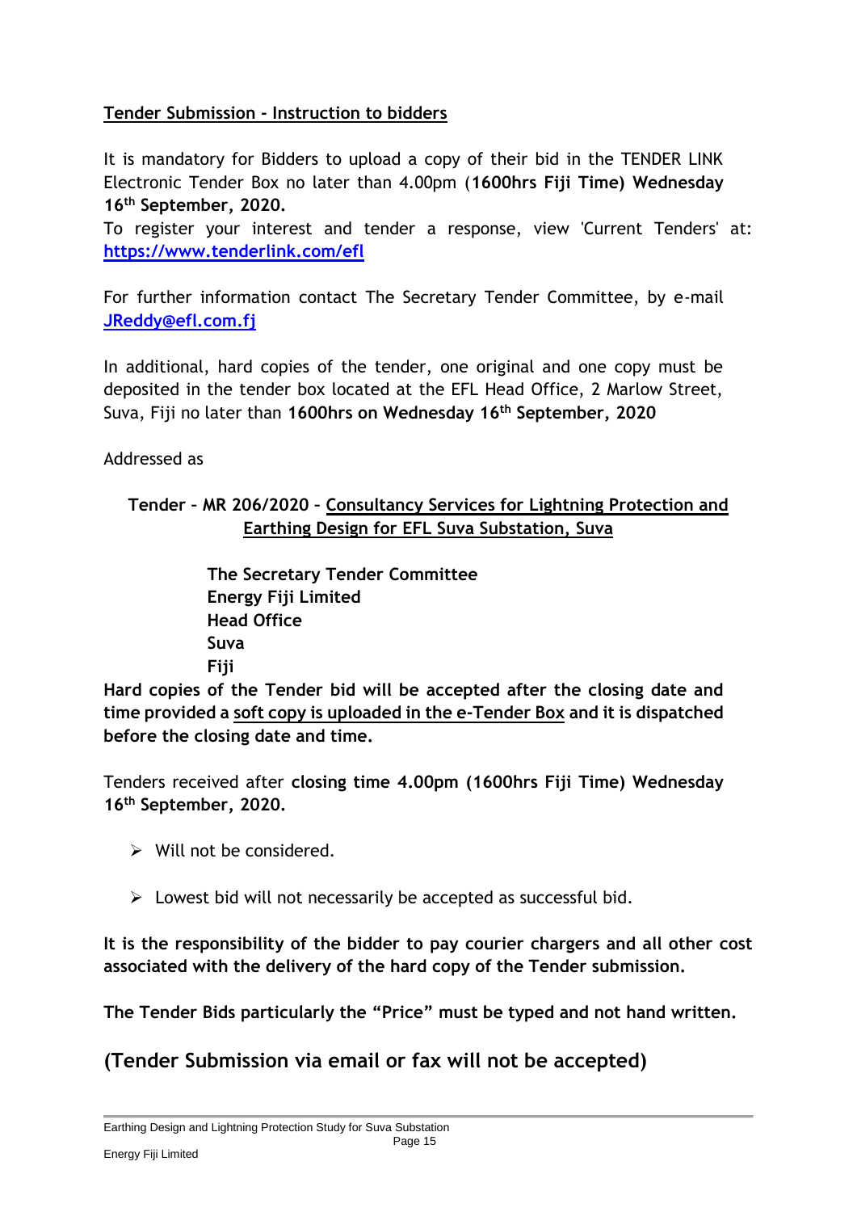## Tender Submission - Instruction to bidders

It is mandatory for Bidders to upload a copy of their bid in the TENDER LINK Electronic Tender Box no later than 4.00pm (**1600hrs Fiji Time) Wednesday 16th September, 2020.**

To register your interest and tender a response, view 'Current Tenders' at: **https://www.tenderlink.com/efl**

For further information contact The Secretary Tender Committee, by e-mail **JReddy@efl.com.fj**

In additional, hard copies of the tender, one original and one copy must be deposited in the tender box located at the EFL Head Office, 2 Marlow Street, Suva, Fiji no later than **1600hrs on Wednesday 16th September, 2020**

Addressed as

**Tender – MR 206/2020 – Consultancy Services for Lightning Protection and Earthing Design for EFL Suva Substation, Suva**

**The Secretary Tender Committee**
**Energy Fiji Limited**
**Head Office**
**Suva**
**Fiji**

**Hard copies of the Tender bid will be accepted after the closing date and time provided a soft copy is uploaded in the e-Tender Box and it is dispatched before the closing date and time.**

Tenders received after **closing time 4.00pm (1600hrs Fiji Time) Wednesday 16th September, 2020.**

- Will not be considered.
- Lowest bid will not necessarily be accepted as successful bid.

**It is the responsibility of the bidder to pay courier chargers and all other cost associated with the delivery of the hard copy of the Tender submission.**

**The Tender Bids particularly the "Price" must be typed and not hand written.**

## (Tender Submission via email or fax will not be accepted)